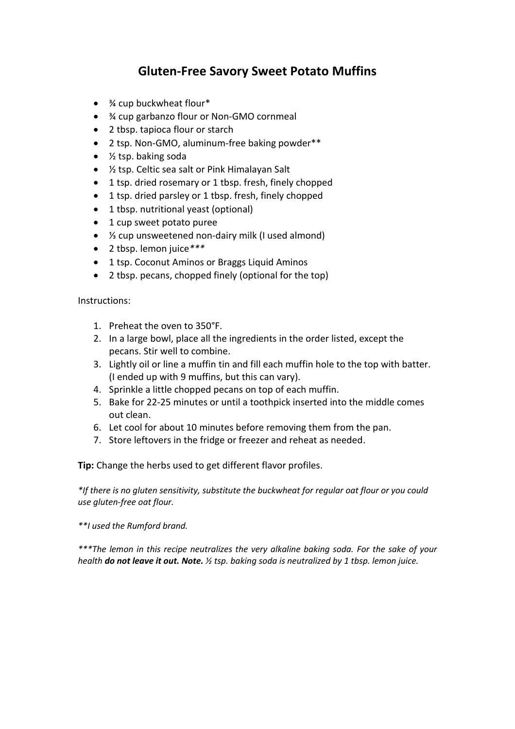# Gluten-Free Savory Sweet Potato Muffins

- ¾ cup buckwheat flour*
- ¾ cup garbanzo flour or Non-GMO cornmeal
- 2 tbsp. tapioca flour or starch
- 2 tsp. Non-GMO, aluminum-free baking powder**
- ½ tsp. baking soda
- ½ tsp. Celtic sea salt or Pink Himalayan Salt
- 1 tsp. dried rosemary or 1 tbsp. fresh, finely chopped
- 1 tsp. dried parsley or 1 tbsp. fresh, finely chopped
- 1 tbsp. nutritional yeast (optional)
- 1 cup sweet potato puree
- ⅓ cup unsweetened non-dairy milk (I used almond)
- 2 tbsp. lemon juice***
- 1 tsp. Coconut Aminos or Braggs Liquid Aminos
- 2 tbsp. pecans, chopped finely (optional for the top)

Instructions:

1. Preheat the oven to 350°F.
2. In a large bowl, place all the ingredients in the order listed, except the pecans. Stir well to combine.
3. Lightly oil or line a muffin tin and fill each muffin hole to the top with batter. (I ended up with 9 muffins, but this can vary).
4. Sprinkle a little chopped pecans on top of each muffin.
5. Bake for 22-25 minutes or until a toothpick inserted into the middle comes out clean.
6. Let cool for about 10 minutes before removing them from the pan.
7. Store leftovers in the fridge or freezer and reheat as needed.

**Tip:** Change the herbs used to get different flavor profiles.

*\*If there is no gluten sensitivity, substitute the buckwheat for regular oat flour or you could use gluten-free oat flour.*

*\*\*I used the Rumford brand.*

*\*\*\*The lemon in this recipe neutralizes the very alkaline baking soda. For the sake of your health **do not leave it out. Note.** ½ tsp. baking soda is neutralized by 1 tbsp. lemon juice.*